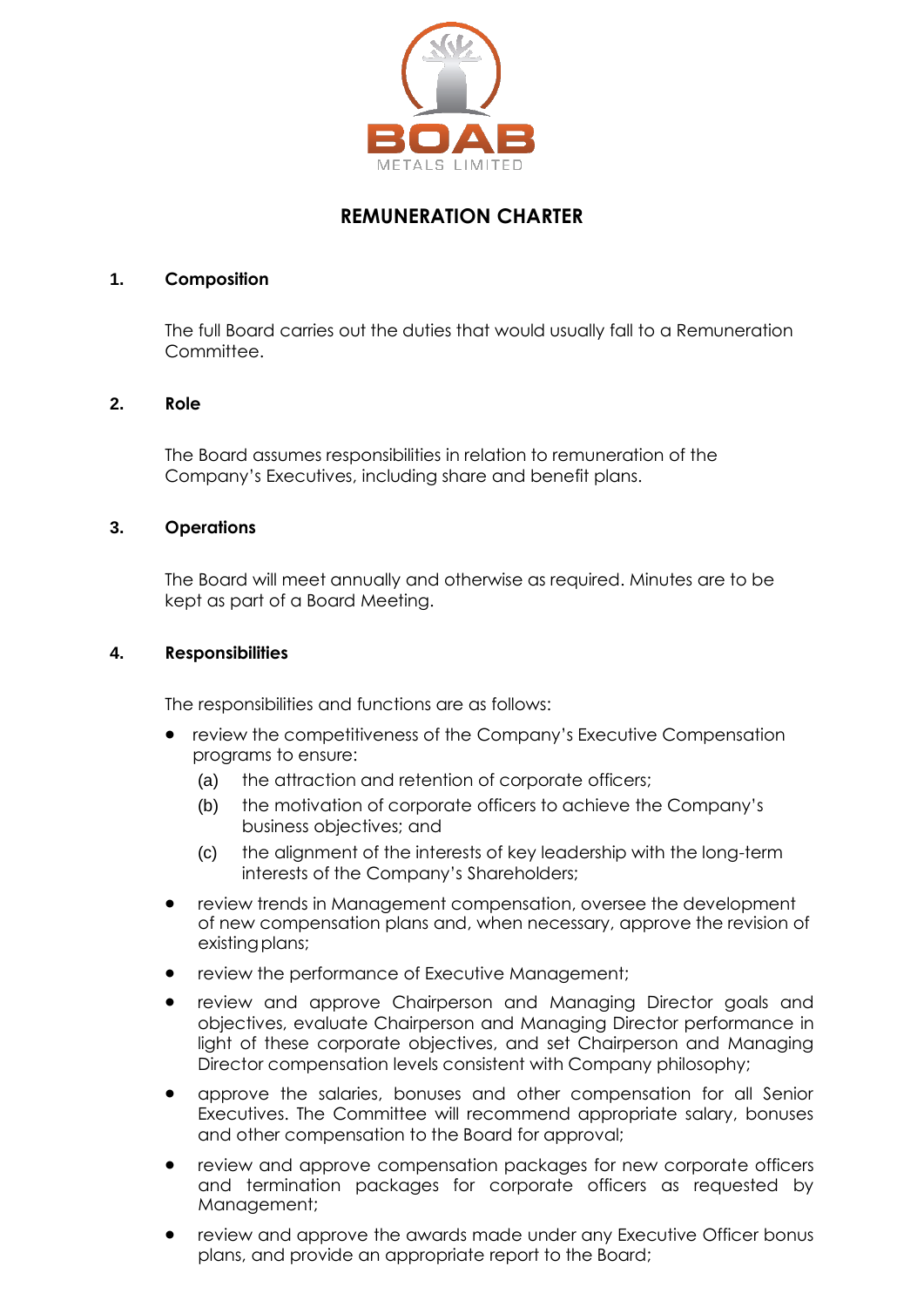BOAB METALS LIMITED

# REMUNERATION CHARTER

## 1. Composition

The full Board carries out the duties that would usually fall to a Remuneration Committee.

## 2. Role

The Board assumes responsibilities in relation to remuneration of the Company's Executives, including share and benefit plans.

## 3. Operations

The Board will meet annually and otherwise as required. Minutes are to be kept as part of a Board Meeting.

## 4. Responsibilities

The responsibilities and functions are as follows:

- review the competitiveness of the Company's Executive Compensation programs to ensure:
  - (a) the attraction and retention of corporate officers;
  - (b) the motivation of corporate officers to achieve the Company's business objectives; and
  - (c) the alignment of the interests of key leadership with the long-term interests of the Company's Shareholders;
- review trends in Management compensation, oversee the development of new compensation plans and, when necessary, approve the revision of existing plans;
- review the performance of Executive Management;
- review and approve Chairperson and Managing Director goals and objectives, evaluate Chairperson and Managing Director performance in light of these corporate objectives, and set Chairperson and Managing Director compensation levels consistent with Company philosophy;
- approve the salaries, bonuses and other compensation for all Senior Executives. The Committee will recommend appropriate salary, bonuses and other compensation to the Board for approval;
- review and approve compensation packages for new corporate officers and termination packages for corporate officers as requested by Management;
- review and approve the awards made under any Executive Officer bonus plans, and provide an appropriate report to the Board;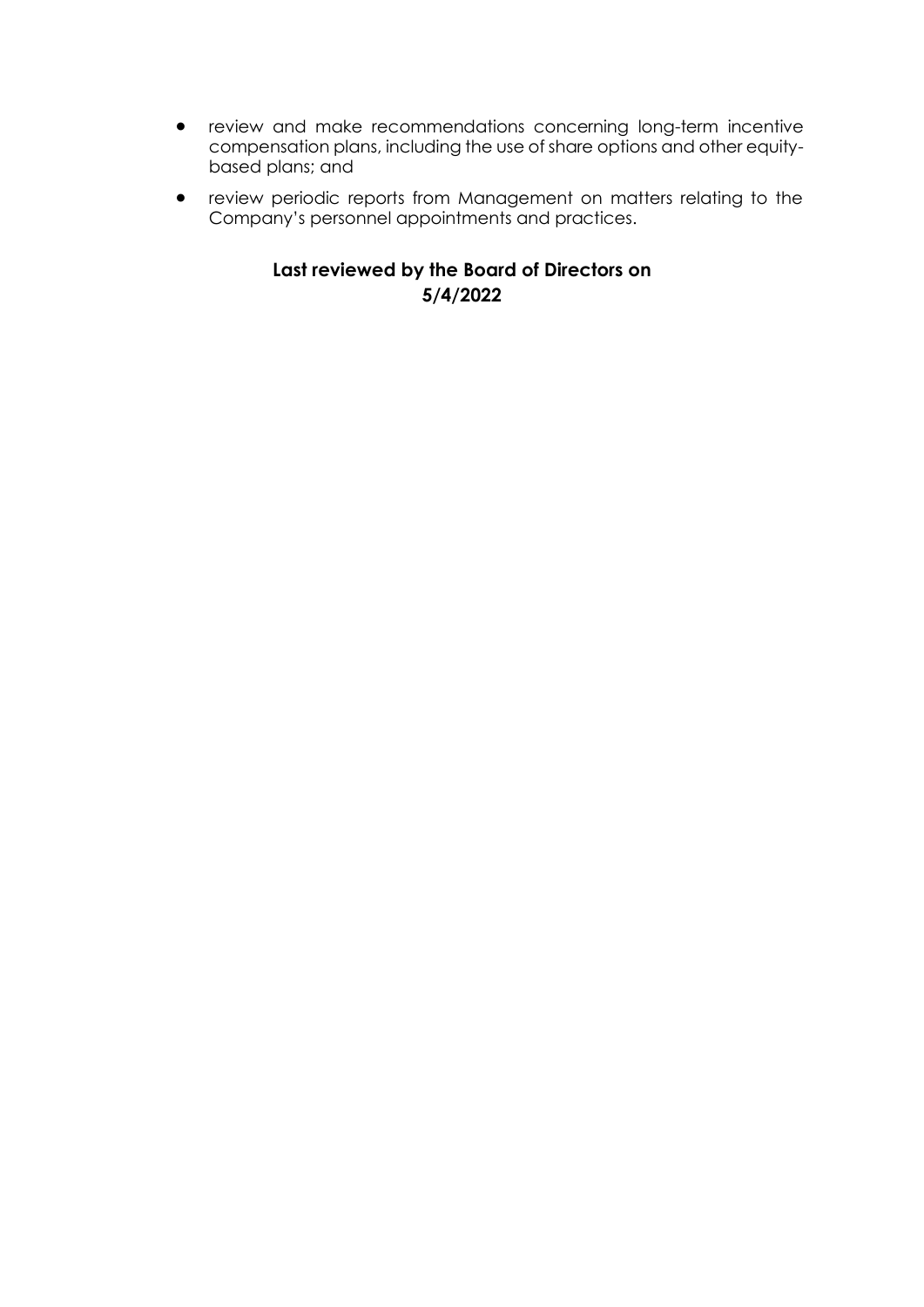- review and make recommendations concerning long-term incentive compensation plans, including the use of share options and other equity-based plans; and
- review periodic reports from Management on matters relating to the Company's personnel appointments and practices.

**Last reviewed by the Board of Directors on 5/4/2022**